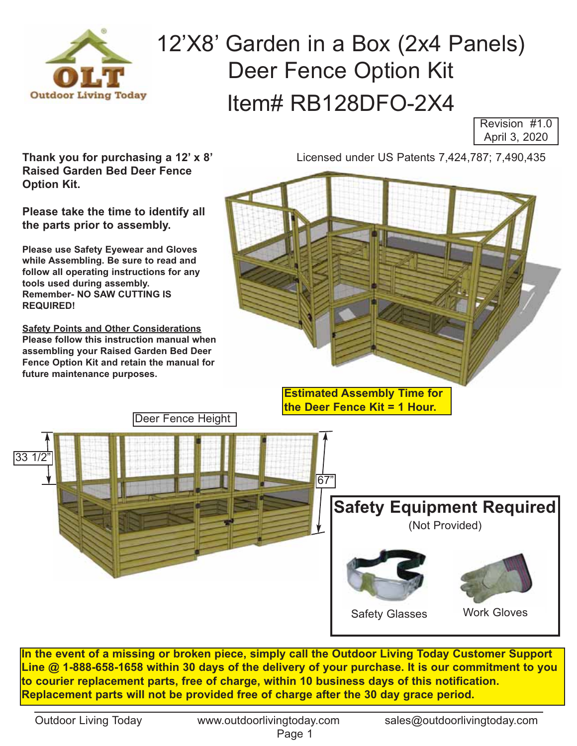# 12'X8' Garden in a Box (2x4 Panels) Deer Fence Option Kit

# Item# RB128DFO-2X4

Revision #1.0
April 3, 2020

Licensed under US Patents 7,424,787; 7,490,435

**Thank you for purchasing a 12' x 8' Raised Garden Bed Deer Fence Option Kit.**

**Please take the time to identify all the parts prior to assembly.**

**Please use Safety Eyewear and Gloves while Assembling. Be sure to read and follow all operating instructions for any tools used during assembly.**
**Remember- NO SAW CUTTING IS REQUIRED!**

**Safety Points and Other Considerations**
**Please follow this instruction manual when assembling your Raised Garden Bed Deer Fence Option Kit and retain the manual for future maintenance purposes.**

**Estimated Assembly Time for the Deer Fence Kit = 1 Hour.**

Deer Fence Height

33 1/2"

67"

## Safety Equipment Required

(Not Provided)

Safety Glasses

Work Gloves

**In the event of a missing or broken piece, simply call the Outdoor Living Today Customer Support Line @ 1-888-658-1658 within 30 days of the delivery of your purchase. It is our commitment to you to courier replacement parts, free of charge, within 10 business days of this notification. Replacement parts will not be provided free of charge after the 30 day grace period.**

Outdoor Living Today | www.outdoorlivingtoday.com | sales@outdoorlivingtoday.com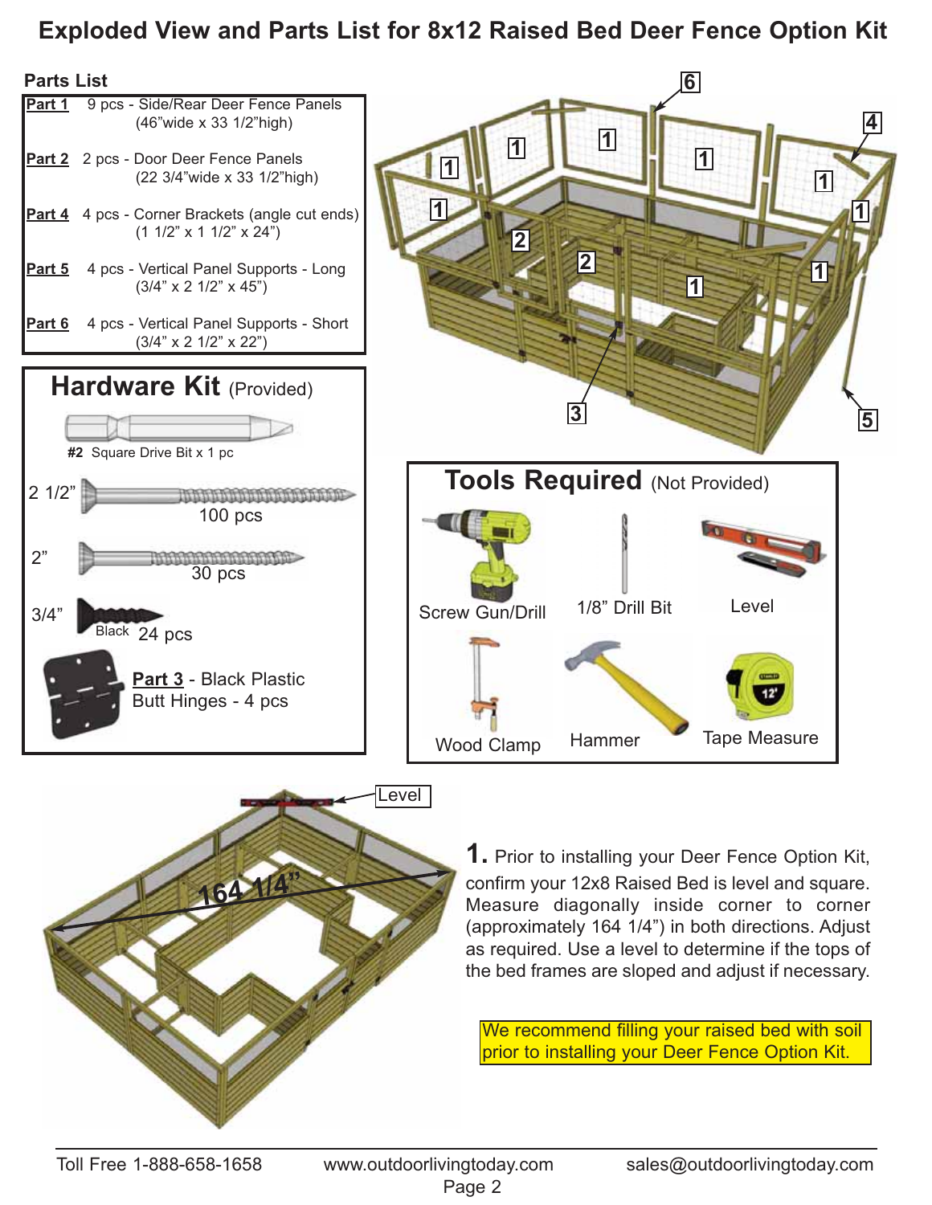# Exploded View and Parts List for 8x12 Raised Bed Deer Fence Option Kit

## Parts List

| Part | Description |
|---|---|
| Part 1 | 9 pcs - Side/Rear Deer Fence Panels (46"wide x 33 1/2"high) |
| Part 2 | 2 pcs - Door Deer Fence Panels (22 3/4"wide x 33 1/2"high) |
| Part 4 | 4 pcs - Corner Brackets (angle cut ends) (1 1/2" x 1 1/2" x 24") |
| Part 5 | 4 pcs - Vertical Panel Supports - Long (3/4" x 2 1/2" x 45") |
| Part 6 | 4 pcs - Vertical Panel Supports - Short (3/4" x 2 1/2" x 22") |

## Hardware Kit (Provided)

- #2 Square Drive Bit x 1 pc
- 2 1/2" - 100 pcs
- 2" - 30 pcs
- 3/4" Black - 24 pcs
- **Part 3** - Black Plastic Butt Hinges - 4 pcs

## Tools Required (Not Provided)

- Screw Gun/Drill
- 1/8" Drill Bit
- Level
- Wood Clamp
- Hammer
- Tape Measure

Level

164 1/4"

**1.** Prior to installing your Deer Fence Option Kit, confirm your 12x8 Raised Bed is level and square. Measure diagonally inside corner to corner (approximately 164 1/4") in both directions. Adjust as required. Use a level to determine if the tops of the bed frames are sloped and adjust if necessary.

We recommend filling your raised bed with soil prior to installing your Deer Fence Option Kit.

Toll Free 1-888-658-1658 www.outdoorlivingtoday.com sales@outdoorlivingtoday.com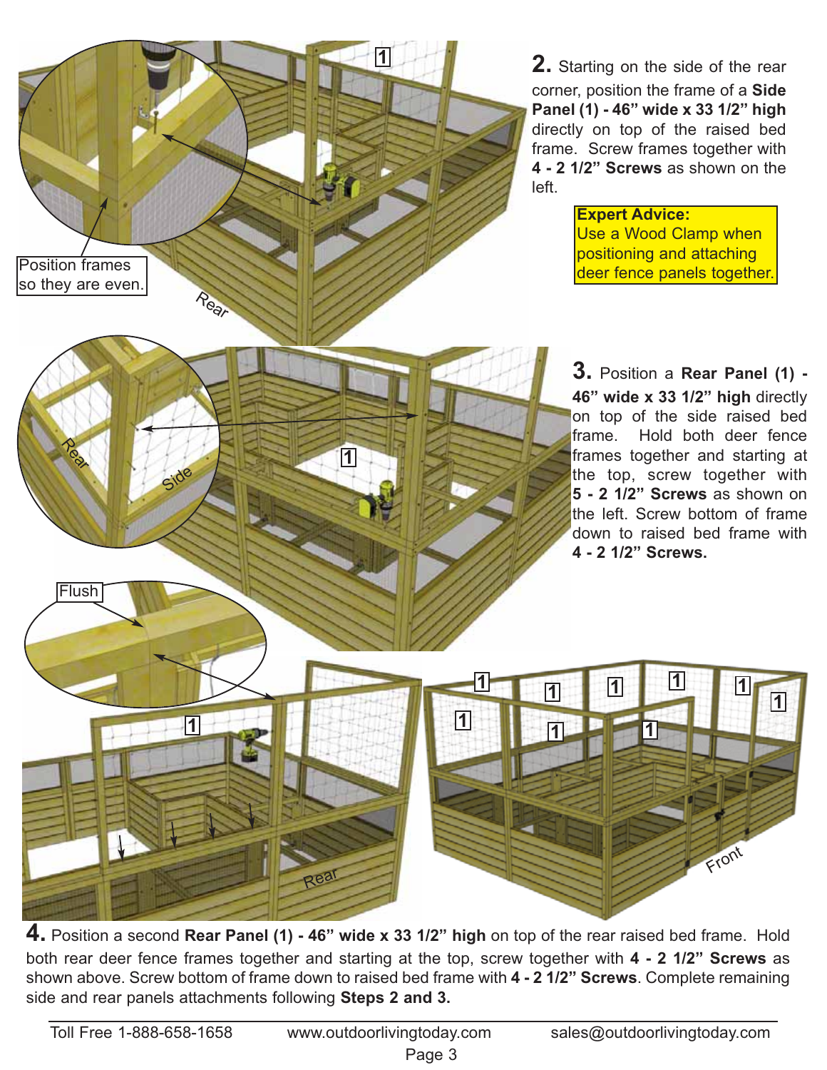**2.** Starting on the side of the rear corner, position the frame of a **Side Panel (1) - 46" wide x 33 1/2" high** directly on top of the raised bed frame. Screw frames together with **4 - 2 1/2" Screws** as shown on the left.

**Expert Advice:**
Use a Wood Clamp when positioning and attaching deer fence panels together.

Position frames so they are even.

**3.** Position a **Rear Panel (1) - 46" wide x 33 1/2" high** directly on top of the side raised bed frame. Hold both deer fence frames together and starting at the top, screw together with **5 - 2 1/2" Screws** as shown on the left. Screw bottom of frame down to raised bed frame with **4 - 2 1/2" Screws.**

Flush

**4.** Position a second **Rear Panel (1) - 46" wide x 33 1/2" high** on top of the rear raised bed frame. Hold both rear deer fence frames together and starting at the top, screw together with **4 - 2 1/2" Screws** as shown above. Screw bottom of frame down to raised bed frame with **4 - 2 1/2" Screws**. Complete remaining side and rear panels attachments following **Steps 2 and 3.**

Toll Free 1-888-658-1658 www.outdoorlivingtoday.com sales@outdoorlivingtoday.com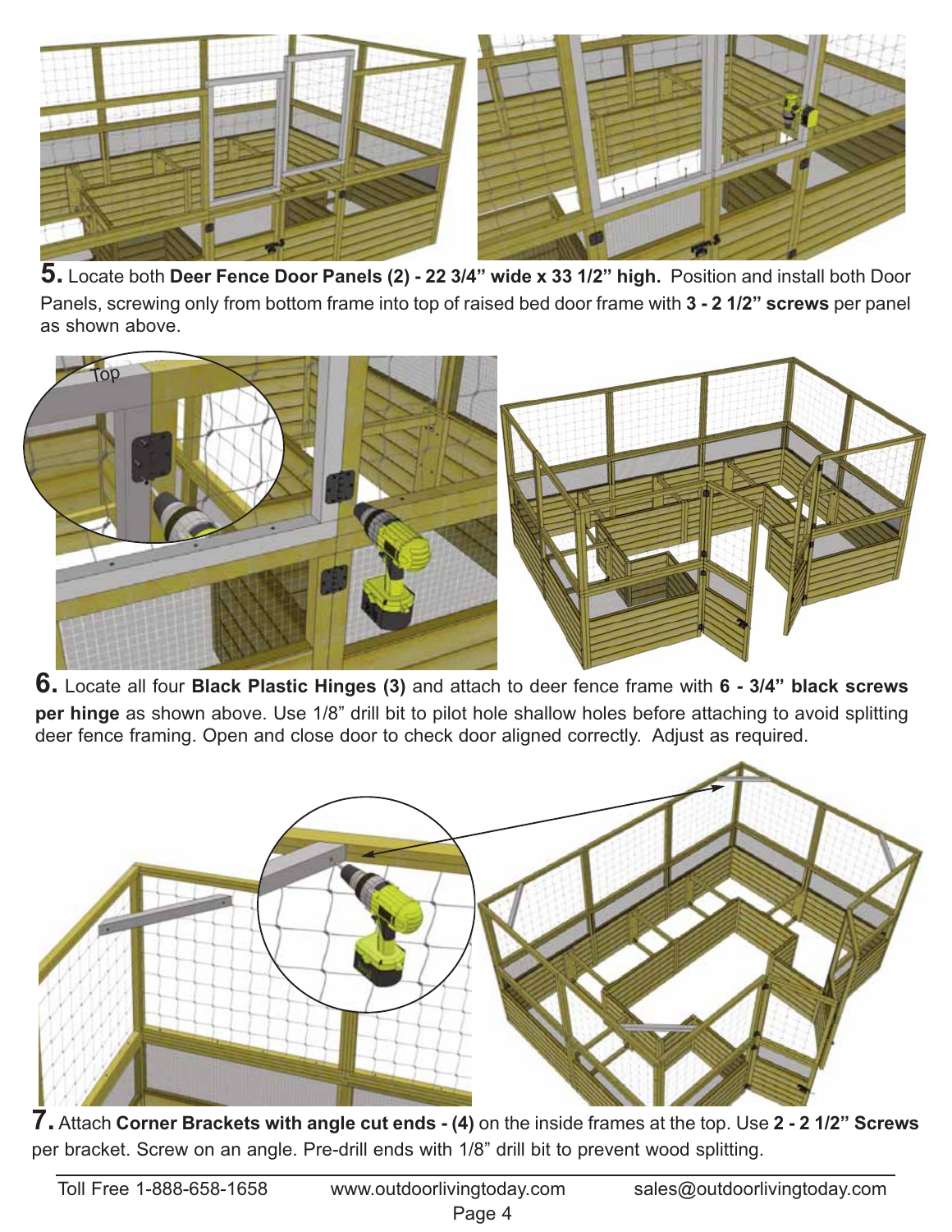**5.** Locate both **Deer Fence Door Panels (2) - 22 3/4" wide x 33 1/2" high.** Position and install both Door Panels, screwing only from bottom frame into top of raised bed door frame with **3 - 2 1/2" screws** per panel as shown above.

**6.** Locate all four **Black Plastic Hinges (3)** and attach to deer fence frame with **6 - 3/4" black screws per hinge** as shown above. Use 1/8" drill bit to pilot hole shallow holes before attaching to avoid splitting deer fence framing. Open and close door to check door aligned correctly. Adjust as required.

**7.** Attach **Corner Brackets with angle cut ends - (4)** on the inside frames at the top. Use **2 - 2 1/2" Screws** per bracket. Screw on an angle. Pre-drill ends with 1/8" drill bit to prevent wood splitting.

Toll Free 1-888-658-1658 www.outdoorlivingtoday.com sales@outdoorlivingtoday.com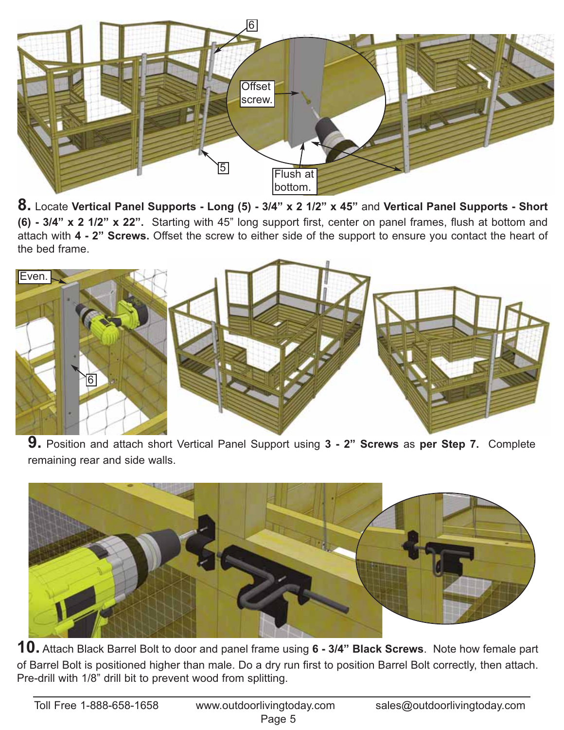**8.** Locate **Vertical Panel Supports - Long (5) - 3/4" x 2 1/2" x 45"** and **Vertical Panel Supports - Short (6) - 3/4" x 2 1/2" x 22".** Starting with 45" long support first, center on panel frames, flush at bottom and attach with **4 - 2" Screws.** Offset the screw to either side of the support to ensure you contact the heart of the bed frame.

**9.** Position and attach short Vertical Panel Support using **3 - 2" Screws** as **per Step 7.** Complete remaining rear and side walls.

**10.** Attach Black Barrel Bolt to door and panel frame using **6 - 3/4" Black Screws**. Note how female part of Barrel Bolt is positioned higher than male. Do a dry run first to position Barrel Bolt correctly, then attach. Pre-drill with 1/8" drill bit to prevent wood from splitting.

Toll Free 1-888-658-1658 www.outdoorlivingtoday.com sales@outdoorlivingtoday.com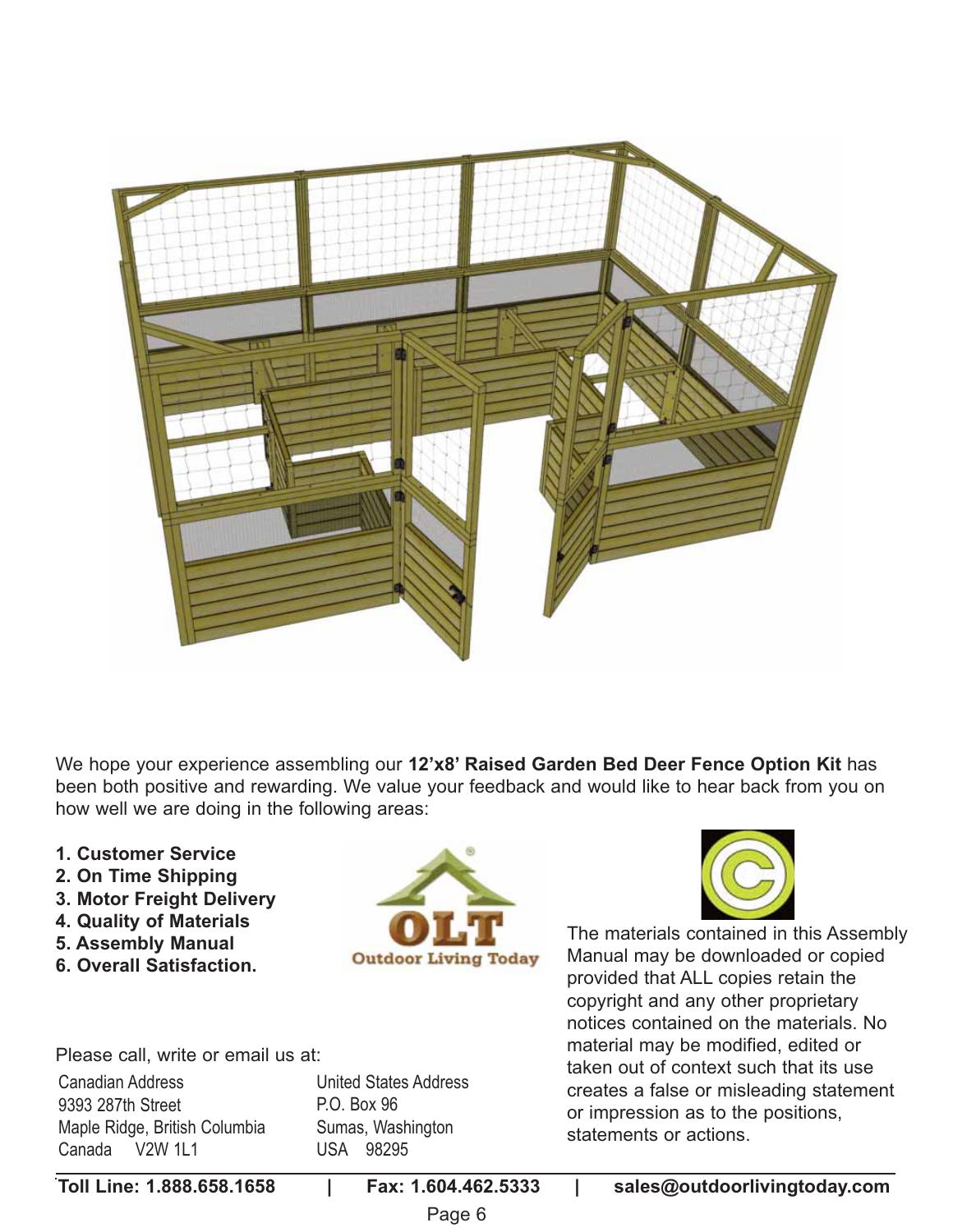We hope your experience assembling our **12'x8' Raised Garden Bed Deer Fence Option Kit** has been both positive and rewarding. We value your feedback and would like to hear back from you on how well we are doing in the following areas:

**1. Customer Service**
**2. On Time Shipping**
**3. Motor Freight Delivery**
**4. Quality of Materials**
**5. Assembly Manual**
**6. Overall Satisfaction.**

OLT
Outdoor Living Today

The materials contained in this Assembly Manual may be downloaded or copied provided that ALL copies retain the copyright and any other proprietary notices contained on the materials. No material may be modified, edited or taken out of context such that its use creates a false or misleading statement or impression as to the positions, statements or actions.

Please call, write or email us at:

Canadian Address
9393 287th Street
Maple Ridge, British Columbia
Canada V2W 1L1

United States Address
P.O. Box 96
Sumas, Washington
USA 98295

**Toll Line: 1.888.658.1658 | Fax: 1.604.462.5333 | sales@outdoorlivingtoday.com**